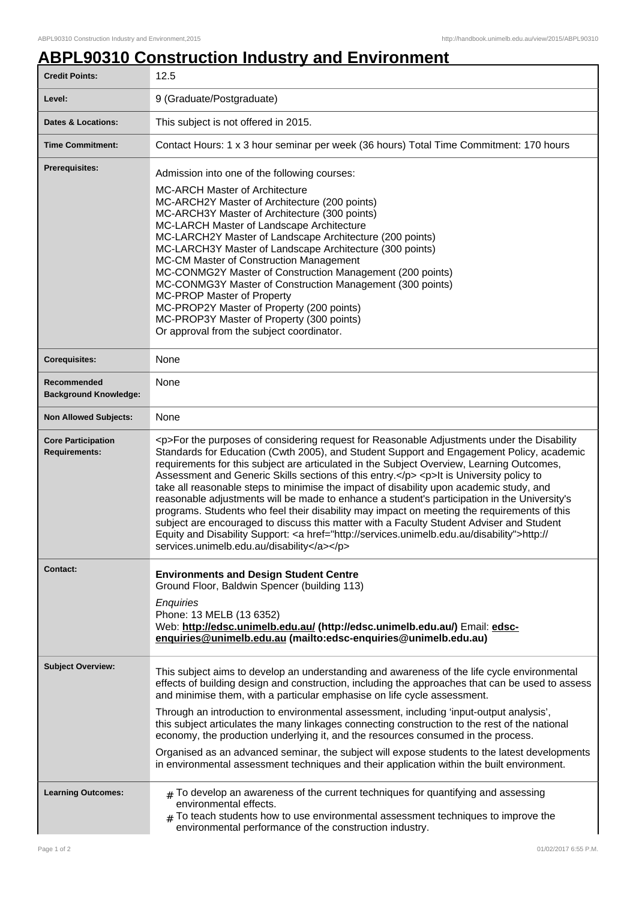# ABPL90310 Construction Industry and Environment

| | |
|---|---|
| **Credit Points:** | 12.5 |
| **Level:** | 9 (Graduate/Postgraduate) |
| **Dates & Locations:** | This subject is not offered in 2015. |
| **Time Commitment:** | Contact Hours: 1 x 3 hour seminar per week (36 hours) Total Time Commitment: 170 hours |
| **Prerequisites:** | Admission into one of the following courses:<br>MC-ARCH Master of Architecture<br>MC-ARCH2Y Master of Architecture (200 points)<br>MC-ARCH3Y Master of Architecture (300 points)<br>MC-LARCH Master of Landscape Architecture<br>MC-LARCH2Y Master of Landscape Architecture (200 points)<br>MC-LARCH3Y Master of Landscape Architecture (300 points)<br>MC-CM Master of Construction Management<br>MC-CONMG2Y Master of Construction Management (200 points)<br>MC-CONMG3Y Master of Construction Management (300 points)<br>MC-PROP Master of Property<br>MC-PROP2Y Master of Property (200 points)<br>MC-PROP3Y Master of Property (300 points)<br>Or approval from the subject coordinator. |
| **Corequisites:** | None |
| **Recommended Background Knowledge:** | None |
| **Non Allowed Subjects:** | None |
| **Core Participation Requirements:** | &lt;p&gt;For the purposes of considering request for Reasonable Adjustments under the Disability Standards for Education (Cwth 2005), and Student Support and Engagement Policy, academic requirements for this subject are articulated in the Subject Overview, Learning Outcomes, Assessment and Generic Skills sections of this entry.&lt;/p&gt; &lt;p&gt;It is University policy to take all reasonable steps to minimise the impact of disability upon academic study, and reasonable adjustments will be made to enhance a student's participation in the University's programs. Students who feel their disability may impact on meeting the requirements of this subject are encouraged to discuss this matter with a Faculty Student Adviser and Student Equity and Disability Support: &lt;a href="http://services.unimelb.edu.au/disability"&gt;http://services.unimelb.edu.au/disability&lt;/a&gt;&lt;/p&gt; |
| **Contact:** | **Environments and Design Student Centre**<br>Ground Floor, Baldwin Spencer (building 113)<br>*Enquiries*<br>Phone: 13 MELB (13 6352)<br>Web: **http://edsc.unimelb.edu.au/ (http://edsc.unimelb.edu.au/)** Email: **edsc-enquiries@unimelb.edu.au (mailto:edsc-enquiries@unimelb.edu.au)** |
| **Subject Overview:** | This subject aims to develop an understanding and awareness of the life cycle environmental effects of building design and construction, including the approaches that can be used to assess and minimise them, with a particular emphasise on life cycle assessment.<br>Through an introduction to environmental assessment, including 'input-output analysis', this subject articulates the many linkages connecting construction to the rest of the national economy, the production underlying it, and the resources consumed in the process.<br>Organised as an advanced seminar, the subject will expose students to the latest developments in environmental assessment techniques and their application within the built environment. |
| **Learning Outcomes:** | # To develop an awareness of the current techniques for quantifying and assessing environmental effects.<br># To teach students how to use environmental assessment techniques to improve the environmental performance of the construction industry. |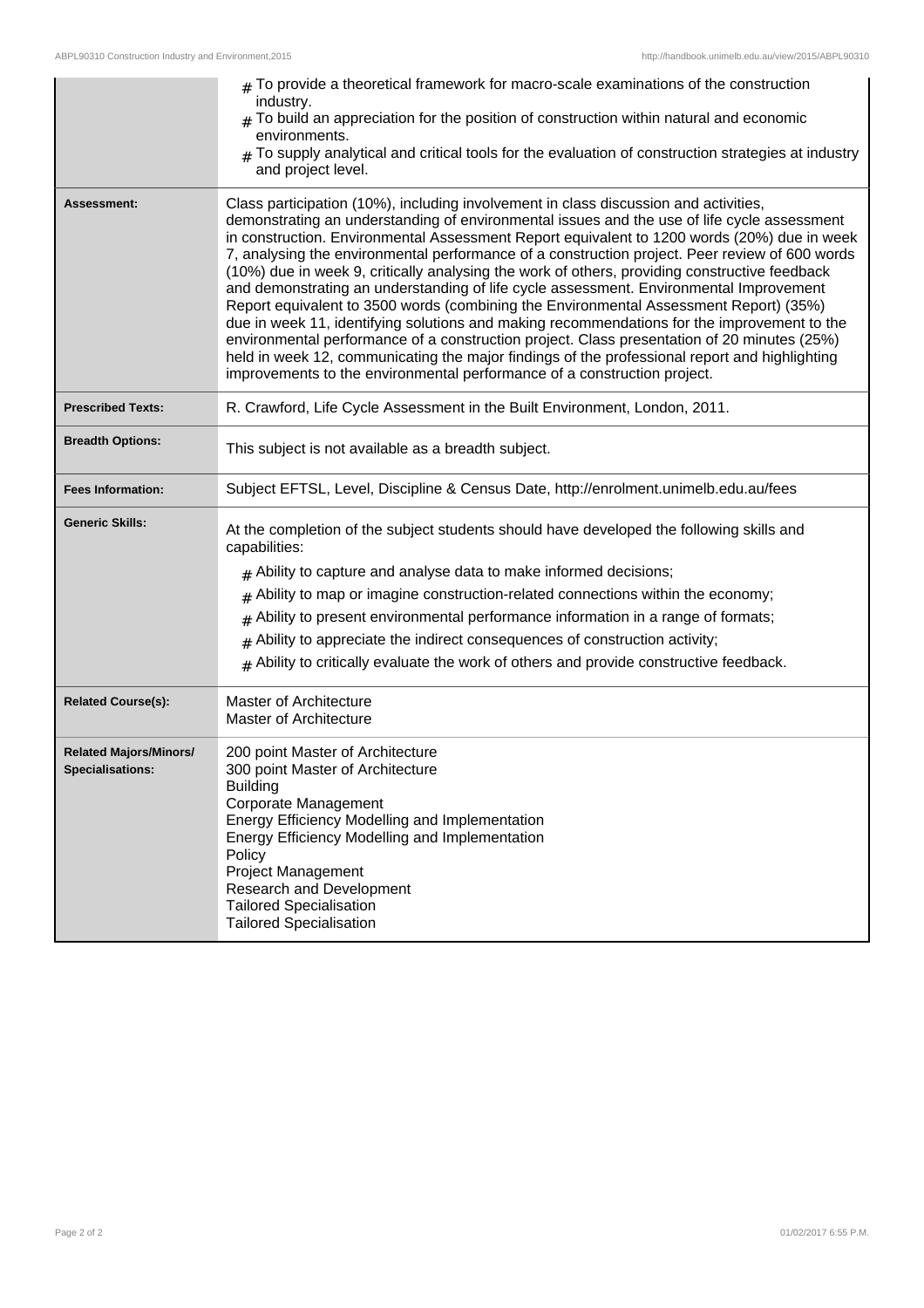| | |
|---|---|
| | # To provide a theoretical framework for macro-scale examinations of the construction industry.<br># To build an appreciation for the position of construction within natural and economic environments.<br># To supply analytical and critical tools for the evaluation of construction strategies at industry and project level. |
| **Assessment:** | Class participation (10%), including involvement in class discussion and activities, demonstrating an understanding of environmental issues and the use of life cycle assessment in construction. Environmental Assessment Report equivalent to 1200 words (20%) due in week 7, analysing the environmental performance of a construction project. Peer review of 600 words (10%) due in week 9, critically analysing the work of others, providing constructive feedback and demonstrating an understanding of life cycle assessment. Environmental Improvement Report equivalent to 3500 words (combining the Environmental Assessment Report) (35%) due in week 11, identifying solutions and making recommendations for the improvement to the environmental performance of a construction project. Class presentation of 20 minutes (25%) held in week 12, communicating the major findings of the professional report and highlighting improvements to the environmental performance of a construction project. |
| **Prescribed Texts:** | R. Crawford, Life Cycle Assessment in the Built Environment, London, 2011. |
| **Breadth Options:** | This subject is not available as a breadth subject. |
| **Fees Information:** | Subject EFTSL, Level, Discipline & Census Date, http://enrolment.unimelb.edu.au/fees |
| **Generic Skills:** | At the completion of the subject students should have developed the following skills and capabilities:<br># Ability to capture and analyse data to make informed decisions;<br># Ability to map or imagine construction-related connections within the economy;<br># Ability to present environmental performance information in a range of formats;<br># Ability to appreciate the indirect consequences of construction activity;<br># Ability to critically evaluate the work of others and provide constructive feedback. |
| **Related Course(s):** | Master of Architecture<br>Master of Architecture |
| **Related Majors/Minors/ Specialisations:** | 200 point Master of Architecture<br>300 point Master of Architecture<br>Building<br>Corporate Management<br>Energy Efficiency Modelling and Implementation<br>Energy Efficiency Modelling and Implementation<br>Policy<br>Project Management<br>Research and Development<br>Tailored Specialisation<br>Tailored Specialisation |